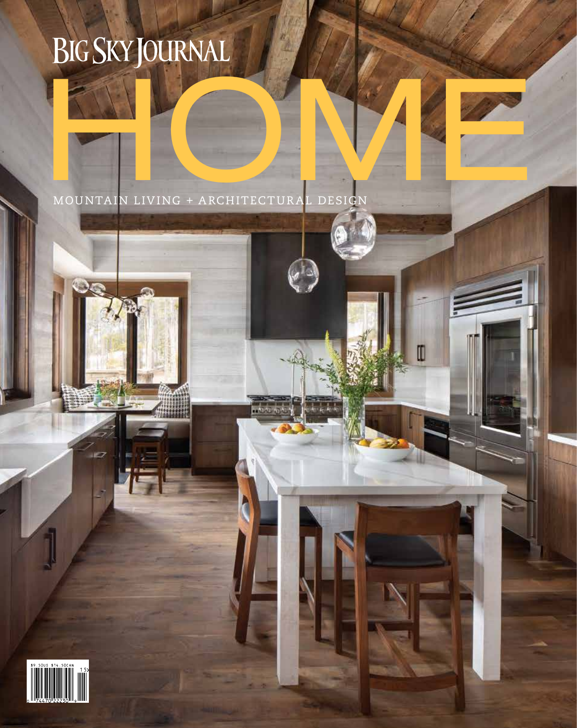# BIG SKY JOURNAL

# HOME

MOUNTAIN LIVING + ARCHITECTURAL DESIGN

$9.50US $14.50CAN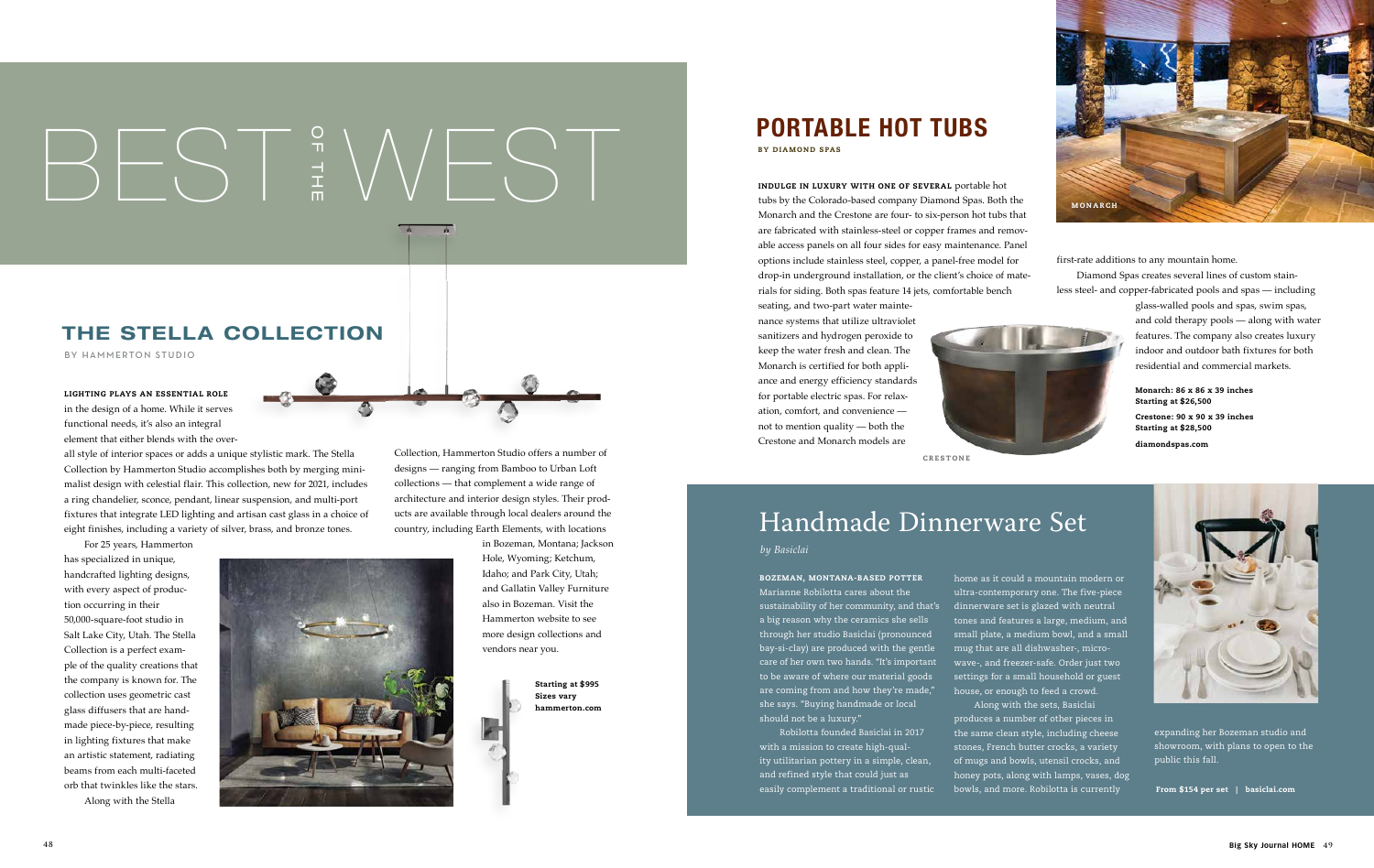# BEST OF THE WEST

## THE STELLA COLLECTION

BY HAMMERTON STUDIO

**LIGHTING PLAYS AN ESSENTIAL ROLE** in the design of a home. While it serves functional needs, it's also an integral element that either blends with the overall style of interior spaces or adds a unique stylistic mark. The Stella Collection by Hammerton Studio accomplishes both by merging minimalist design with celestial flair. This collection, new for 2021, includes a ring chandelier, sconce, pendant, linear suspension, and multi-port fixtures that integrate LED lighting and artisan cast glass in a choice of eight finishes, including a variety of silver, brass, and bronze tones.

For 25 years, Hammerton has specialized in unique, handcrafted lighting designs, with every aspect of production occurring in their 50,000-square-foot studio in Salt Lake City, Utah. The Stella Collection is a perfect example of the quality creations that the company is known for. The collection uses geometric cast glass diffusers that are handmade piece-by-piece, resulting in lighting fixtures that make an artistic statement, radiating beams from each multi-faceted orb that twinkles like the stars.

Along with the Stella Collection, Hammerton Studio offers a number of designs — ranging from Bamboo to Urban Loft collections — that complement a wide range of architecture and interior design styles. Their products are available through local dealers around the country, including Earth Elements, with locations in Bozeman, Montana; Jackson Hole, Wyoming; Ketchum, Idaho; and Park City, Utah; and Gallatin Valley Furniture also in Bozeman. Visit the Hammerton website to see more design collections and vendors near you.

**Starting at $995**
**Sizes vary**
**hammerton.com**

## PORTABLE HOT TUBS

BY DIAMOND SPAS

**INDULGE IN LUXURY WITH ONE OF SEVERAL** portable hot tubs by the Colorado-based company Diamond Spas. Both the Monarch and the Crestone are four- to six-person hot tubs that are fabricated with stainless-steel or copper frames and removable access panels on all four sides for easy maintenance. Panel options include stainless steel, copper, a panel-free model for drop-in underground installation, or the client's choice of materials for siding. Both spas feature 14 jets, comfortable bench seating, and two-part water maintenance systems that utilize ultraviolet sanitizers and hydrogen peroxide to keep the water fresh and clean. The Monarch is certified for both appliance and energy efficiency standards for portable electric spas. For relaxation, comfort, and convenience — not to mention quality — both the Crestone and Monarch models are first-rate additions to any mountain home.

Diamond Spas creates several lines of custom stainless steel- and copper-fabricated pools and spas — including glass-walled pools and spas, swim spas, and cold therapy pools — along with water features. The company also creates luxury indoor and outdoor bath fixtures for both residential and commercial markets.

MONARCH

CRESTONE

**Monarch: 86 x 86 x 39 inches**
**Starting at $26,500**

**Crestone: 90 x 90 x 39 inches**
**Starting at $28,500**

**diamondspas.com**

## Handmade Dinnerware Set

*by Basiclai*

**BOZEMAN, MONTANA-BASED POTTER** Marianne Robilotta cares about the sustainability of her community, and that's a big reason why the ceramics she sells through her studio Basiclai (pronounced bay-si-clay) are produced with the gentle care of her own two hands. "It's important to be aware of where our material goods are coming from and how they're made," she says. "Buying handmade or local should not be a luxury."

Robilotta founded Basiclai in 2017 with a mission to create high-quality utilitarian pottery in a simple, clean, and refined style that could just as easily complement a traditional or rustic home as it could a mountain modern or ultra-contemporary one. The five-piece dinnerware set is glazed with neutral tones and features a large, medium, and small plate, a medium bowl, and a small mug that are all dishwasher-, microwave-, and freezer-safe. Order just two settings for a small household or guest house, or enough to feed a crowd.

Along with the sets, Basiclai produces a number of other pieces in the same clean style, including cheese stones, French butter crocks, a variety of mugs and bowls, utensil crocks, and honey pots, along with lamps, vases, dog bowls, and more. Robilotta is currently expanding her Bozeman studio and showroom, with plans to open to the public this fall.

**From $154 per set | basiclai.com**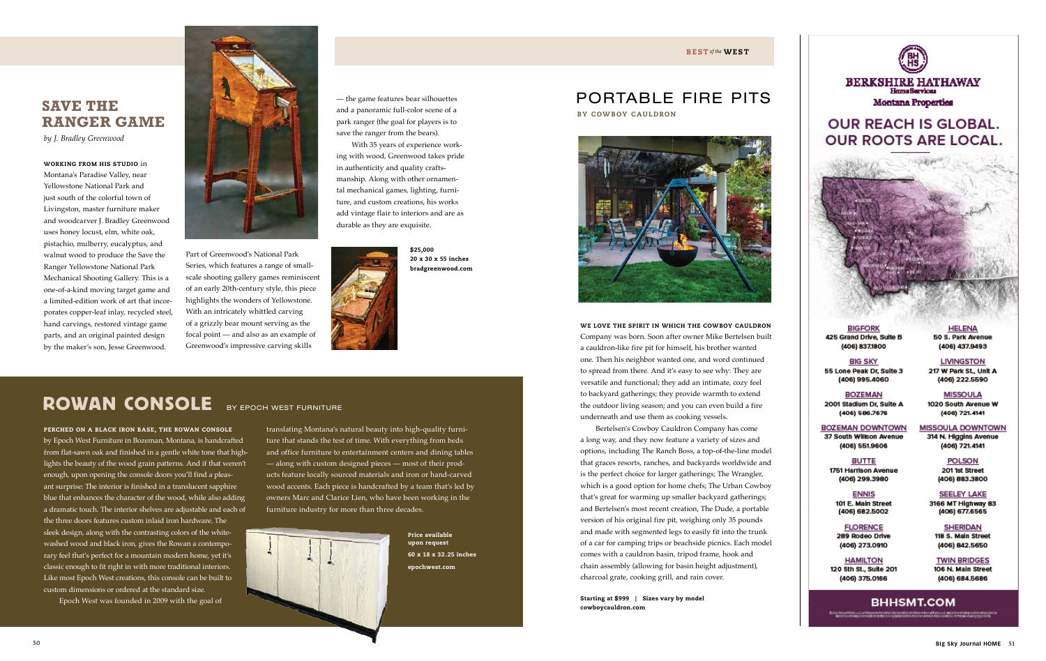## SAVE THE RANGER GAME

*by J. Bradley Greenwood*

**WORKING FROM HIS STUDIO** in Montana's Paradise Valley, near Yellowstone National Park and just south of the colorful town of Livingston, master furniture maker and woodcarver J. Bradley Greenwood uses honey locust, elm, white oak, pistachio, mulberry, eucalyptus, and walnut wood to produce the Save the Ranger Yellowstone National Park Mechanical Shooting Gallery. This is a one-of-a-kind moving target game and a limited-edition work of art that incorporates copper-leaf inlay, recycled steel, hand carvings, restored vintage game parts, and an original painted design by the maker's son, Jesse Greenwood.

Part of Greenwood's National Park Series, which features a range of small-scale shooting gallery games reminiscent of an early 20th-century style, this piece highlights the wonders of Yellowstone. With an intricately whittled carving of a grizzly bear mount serving as the focal point — and also as an example of Greenwood's impressive carving skills — the game features bear silhouettes and a panoramic full-color scene of a park ranger (the goal for players is to save the ranger from the bears).

With 35 years of experience working with wood, Greenwood takes pride in authenticity and quality craftsmanship. Along with other ornamental mechanical games, lighting, furniture, and custom creations, his works add vintage flair to interiors and are as durable as they are exquisite.

**$25,000**
**20 x 30 x 55 inches**
**bradgreenwood.com**

## ROWAN CONSOLE BY EPOCH WEST FURNITURE

**PERCHED ON A BLACK IRON BASE, THE ROWAN CONSOLE** by Epoch West Furniture in Bozeman, Montana, is handcrafted from flat-sawn oak and finished in a gentle white tone that highlights the beauty of the wood grain patterns. And if that weren't enough, upon opening the console doors you'll find a pleasant surprise: The interior is finished in a translucent sapphire blue that enhances the character of the wood, while also adding a dramatic touch. The interior shelves are adjustable and each of the three doors features custom inlaid iron hardware. The sleek design, along with the contrasting colors of the white-washed wood and black iron, gives the Rowan a contemporary feel that's perfect for a mountain modern home, yet it's classic enough to fit right in with more traditional interiors. Like most Epoch West creations, this console can be built to custom dimensions or ordered at the standard size.

Epoch West was founded in 2009 with the goal of translating Montana's natural beauty into high-quality furniture that stands the test of time. With everything from beds and office furniture to entertainment centers and dining tables — along with custom designed pieces — most of their products feature locally sourced materials and iron or hand-carved wood accents. Each piece is handcrafted by a team that's led by owners Marc and Clarice Lien, who have been working in the furniture industry for more than three decades.

**Price available upon request**
**60 x 18 x 32.25 inches**
**epochwest.com**

## PORTABLE FIRE PITS

**BY COWBOY CAULDRON**

**WE LOVE THE SPIRIT IN WHICH THE COWBOY CAULDRON** Company was born. Soon after owner Mike Bertelsen built a cauldron-like fire pit for himself, his brother wanted one. Then his neighbor wanted one, and word continued to spread from there. And it's easy to see why: They are versatile and functional; they add an intimate, cozy feel to backyard gatherings; they provide warmth to extend the outdoor living season; and you can even build a fire underneath and use them as cooking vessels.

Bertelsen's Cowboy Cauldron Company has come a long way, and they now feature a variety of sizes and options, including The Ranch Boss, a top-of-the-line model that graces resorts, ranches, and backyards worldwide and is the perfect choice for larger gatherings; The Wrangler, which is a good option for home chefs; The Urban Cowboy that's great for warming up smaller backyard gatherings; and Bertelsen's most recent creation, The Dude, a portable version of his original fire pit, weighing only 35 pounds and made with segmented legs to easily fit into the trunk of a car for camping trips or beachside picnics. Each model comes with a cauldron basin, tripod frame, hook and chain assembly (allowing for basin height adjustment), charcoal grate, cooking grill, and rain cover.

**Starting at $999 | Sizes vary by model**
**cowboycauldron.com**

**BERKSHIRE HATHAWAY HomeServices Montana Properties**

**OUR REACH IS GLOBAL. OUR ROOTS ARE LOCAL.**

**BIGFORK**
425 Grand Drive, Suite B
(406) 837.1800

**HELENA**
50 S. Park Avenue
(406) 437.9493

**BIG SKY**
55 Lone Peak Dr, Suite 3
(406) 995.4060

**LIVINGSTON**
217 W Park St., Unit A
(406) 222.5590

**BOZEMAN**
2001 Stadium Dr, Suite A
(406) 586.7676

**MISSOULA**
1020 South Avenue W
(406) 721.4141

**BOZEMAN DOWNTOWN**
37 South Willson Avenue
(406) 551.9606

**MISSOULA DOWNTOWN**
314 N. Higgins Avenue
(406) 721.4141

**BUTTE**
1751 Harrison Avenue
(406) 299.3980

**POLSON**
201 1st Street
(406) 883.3800

**ENNIS**
101 E. Main Street
(406) 682.5002

**SEELEY LAKE**
3166 MT Highway 83
(406) 677.6565

**FLORENCE**
289 Rodeo Drive
(406) 273.0910

**SHERIDAN**
118 S. Main Street
(406) 842.5650

**HAMILTON**
120 5th St., Suite 201
(406) 375.0166

**TWIN BRIDGES**
106 N. Main Street
(406) 684.5686

**BHHSMT.COM**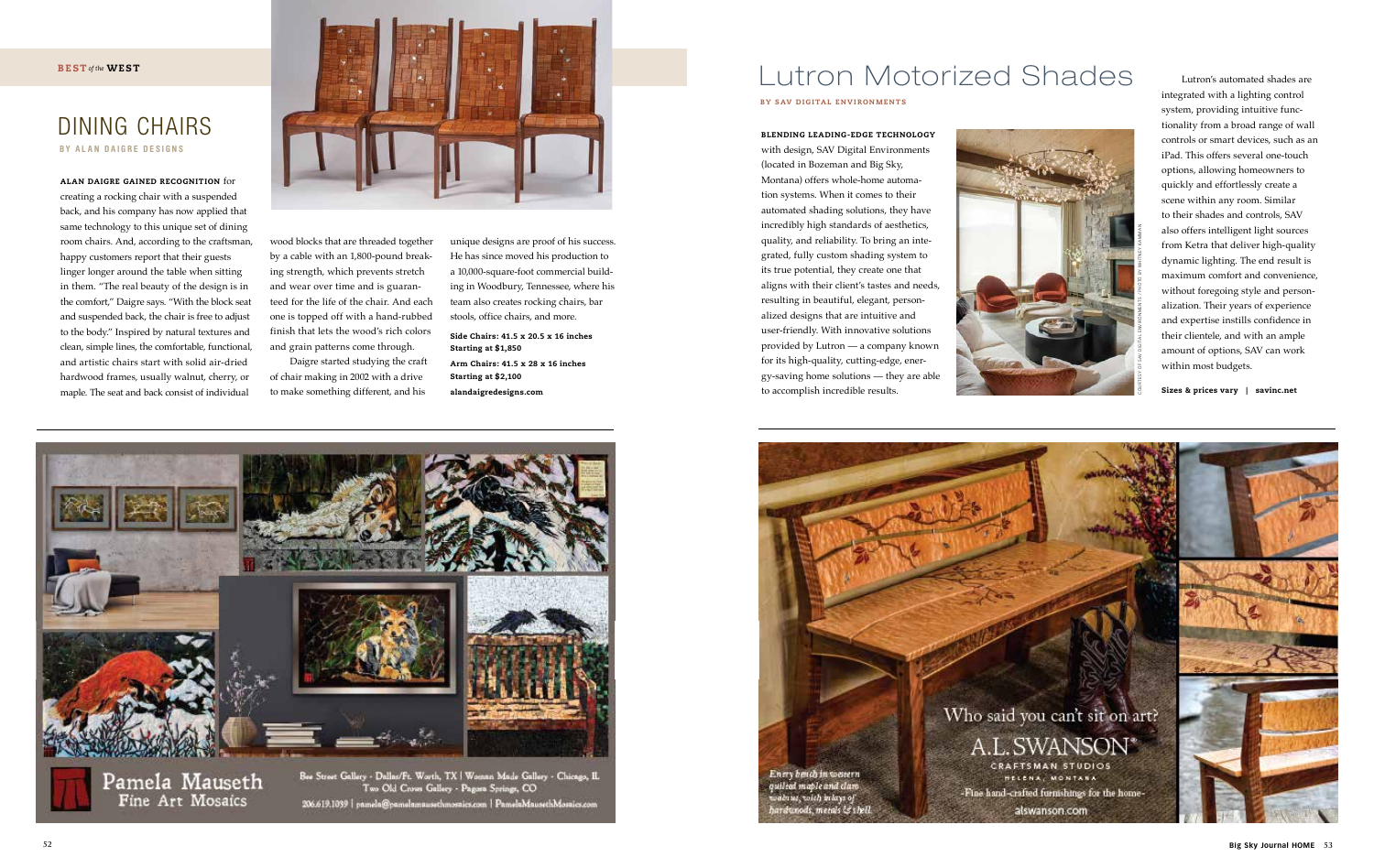# DINING CHAIRS

BY ALAN DAIGRE DESIGNS

**ALAN DAIGRE GAINED RECOGNITION** for creating a rocking chair with a suspended back, and his company has now applied that same technology to this unique set of dining room chairs. And, according to the craftsman, happy customers report that their guests linger longer around the table when sitting in them. "The real beauty of the design is in the comfort," Daigre says. "With the block seat and suspended back, the chair is free to adjust to the body." Inspired by natural textures and clean, simple lines, the comfortable, functional, and artistic chairs start with solid air-dried hardwood frames, usually walnut, cherry, or maple. The seat and back consist of individual wood blocks that are threaded together by a cable with an 1,800-pound breaking strength, which prevents stretch and wear over time and is guaranteed for the life of the chair. And each one is topped off with a hand-rubbed finish that lets the wood's rich colors and grain patterns come through.

Daigre started studying the craft of chair making in 2002 with a drive to make something different, and his unique designs are proof of his success. He has since moved his production to a 10,000-square-foot commercial building in Woodbury, Tennessee, where his team also creates rocking chairs, bar stools, office chairs, and more.

**Side Chairs: 41.5 x 20.5 x 16 inches**
**Starting at $1,850**

**Arm Chairs: 41.5 x 28 x 16 inches**
**Starting at $2,100**

**alandaigredesigns.com**

# Lutron Motorized Shades

BY SAV DIGITAL ENVIRONMENTS

**BLENDING LEADING-EDGE TECHNOLOGY** with design, SAV Digital Environments (located in Bozeman and Big Sky, Montana) offers whole-home automation systems. When it comes to their automated shading solutions, they have incredibly high standards of aesthetics, quality, and reliability. To bring an integrated, fully custom shading system to its true potential, they create one that aligns with their client's tastes and needs, resulting in beautiful, elegant, personalized designs that are intuitive and user-friendly. With innovative solutions provided by Lutron — a company known for its high-quality, cutting-edge, energy-saving home solutions — they are able to accomplish incredible results.

COURTESY OF SAV DIGITAL ENVIRONMENTS | PHOTO BY WHITNEY KAMMAN

Lutron's automated shades are integrated with a lighting control system, providing intuitive functionality from a broad range of wall controls or smart devices, such as an iPad. This offers several one-touch options, allowing homeowners to quickly and effortlessly create a scene within any room. Similar to their shades and controls, SAV also offers intelligent light sources from Ketra that deliver high-quality dynamic lighting. The end result is maximum comfort and convenience, without foregoing style and personalization. Their years of experience and expertise instills confidence in their clientele, and with an ample amount of options, SAV can work within most budgets.

**Sizes & prices vary | savinc.net**

Pamela Mauseth Fine Art Mosaics

Bee Street Gallery - Dallas/Ft. Worth, TX | Woman Made Gallery - Chicago, IL
Two Old Crows Gallery - Pagosa Springs, CO
206.619.1059 | pamela@pamelamausethmosaics.com | PamelaMausethMosaics.com

Who said you can't sit on art?

A.L.SWANSON® CRAFTSMAN STUDIOS
HELENA, MONTANA
-Fine hand-crafted furnishings for the home-
alswanson.com

*Entry bench in western quilted maple and claro walnut, with inlays of hardwoods, metals & shell.*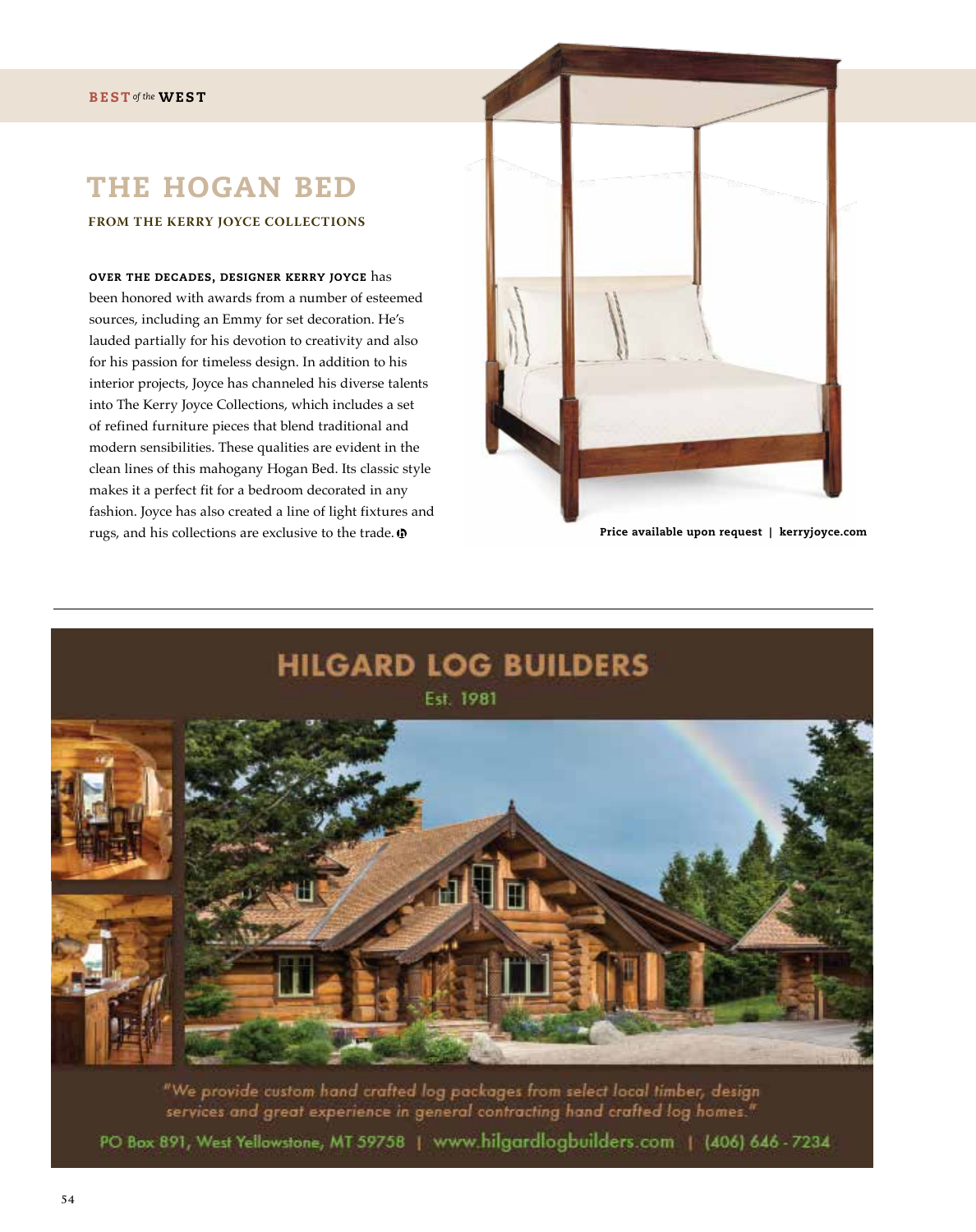# THE HOGAN BED

**FROM THE KERRY JOYCE COLLECTIONS**

**OVER THE DECADES, DESIGNER KERRY JOYCE** has been honored with awards from a number of esteemed sources, including an Emmy for set decoration. He's lauded partially for his devotion to creativity and also for his passion for timeless design. In addition to his interior projects, Joyce has channeled his diverse talents into The Kerry Joyce Collections, which includes a set of refined furniture pieces that blend traditional and modern sensibilities. These qualities are evident in the clean lines of this mahogany Hogan Bed. Its classic style makes it a perfect fit for a bedroom decorated in any fashion. Joyce has also created a line of light fixtures and rugs, and his collections are exclusive to the trade.

**Price available upon request | kerryjoyce.com**

---

## HILGARD LOG BUILDERS

Est. 1981

"We provide custom hand crafted log packages from select local timber, design services and great experience in general contracting hand crafted log homes."

PO Box 891, West Yellowstone, MT 59758 | www.hilgardlogbuilders.com | (406) 646 - 7234